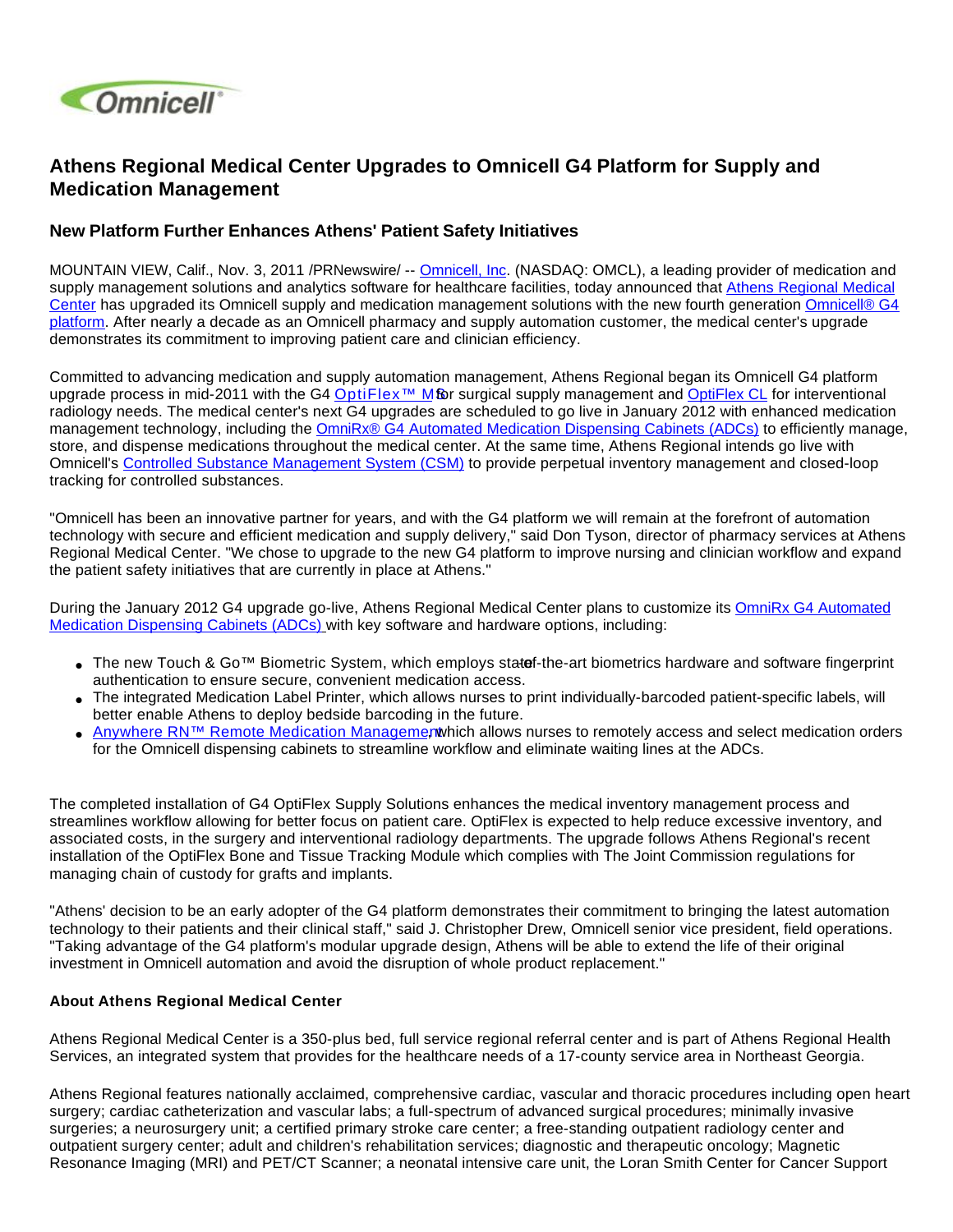# Athens Regional Medical Center Upgrades to Omnicell G4 Platform for Supply and Medication Management

## New Platform Further Enhances Athens' Patient Safety Initiatives

MOUNTAIN VIEW, Calif., Nov. 3, 2011 /PRNewswire/ -- Omnicell, Inc. (NASDAQ: OMCL), a leading provider of medication and supply management solutions and analytics software for healthcare facilities, today announced that Athens Regional Medical Center has upgraded its Omnicell supply and medication management solutions with the new fourth generation Omnicell® G4 platform. After nearly a decade as an Omnicell pharmacy and supply automation customer, the medical center's upgrade demonstrates its commitment to improving patient care and clinician efficiency.

Committed to advancing medication and supply automation management, Athens Regional began its Omnicell G4 platform upgrade process in mid-2011 with the G4 OptiFlex™ MS for surgical supply management and OptiFlex CL for interventional radiology needs. The medical center's next G4 upgrades are scheduled to go live in January 2012 with enhanced medication management technology, including the OmniRx® G4 Automated Medication Dispensing Cabinets (ADCs) to efficiently manage, store, and dispense medications throughout the medical center. At the same time, Athens Regional intends go live with Omnicell's Controlled Substance Management System (CSM) to provide perpetual inventory management and closed-loop tracking for controlled substances.

"Omnicell has been an innovative partner for years, and with the G4 platform we will remain at the forefront of automation technology with secure and efficient medication and supply delivery," said Don Tyson, director of pharmacy services at Athens Regional Medical Center. "We chose to upgrade to the new G4 platform to improve nursing and clinician workflow and expand the patient safety initiatives that are currently in place at Athens."

During the January 2012 G4 upgrade go-live, Athens Regional Medical Center plans to customize its OmniRx G4 Automated Medication Dispensing Cabinets (ADCs) with key software and hardware options, including:

- The new Touch & Go™ Biometric System, which employs state-of-the-art biometrics hardware and software fingerprint authentication to ensure secure, convenient medication access.
- The integrated Medication Label Printer, which allows nurses to print individually-barcoded patient-specific labels, will better enable Athens to deploy bedside barcoding in the future.
- Anywhere RN™ Remote Medication Management, which allows nurses to remotely access and select medication orders for the Omnicell dispensing cabinets to streamline workflow and eliminate waiting lines at the ADCs.

The completed installation of G4 OptiFlex Supply Solutions enhances the medical inventory management process and streamlines workflow allowing for better focus on patient care. OptiFlex is expected to help reduce excessive inventory, and associated costs, in the surgery and interventional radiology departments. The upgrade follows Athens Regional's recent installation of the OptiFlex Bone and Tissue Tracking Module which complies with The Joint Commission regulations for managing chain of custody for grafts and implants.

"Athens' decision to be an early adopter of the G4 platform demonstrates their commitment to bringing the latest automation technology to their patients and their clinical staff," said J. Christopher Drew, Omnicell senior vice president, field operations. "Taking advantage of the G4 platform's modular upgrade design, Athens will be able to extend the life of their original investment in Omnicell automation and avoid the disruption of whole product replacement."

**About Athens Regional Medical Center**

Athens Regional Medical Center is a 350-plus bed, full service regional referral center and is part of Athens Regional Health Services, an integrated system that provides for the healthcare needs of a 17-county service area in Northeast Georgia.

Athens Regional features nationally acclaimed, comprehensive cardiac, vascular and thoracic procedures including open heart surgery; cardiac catheterization and vascular labs; a full-spectrum of advanced surgical procedures; minimally invasive surgeries; a neurosurgery unit; a certified primary stroke care center; a free-standing outpatient radiology center and outpatient surgery center; adult and children's rehabilitation services; diagnostic and therapeutic oncology; Magnetic Resonance Imaging (MRI) and PET/CT Scanner; a neonatal intensive care unit, the Loran Smith Center for Cancer Support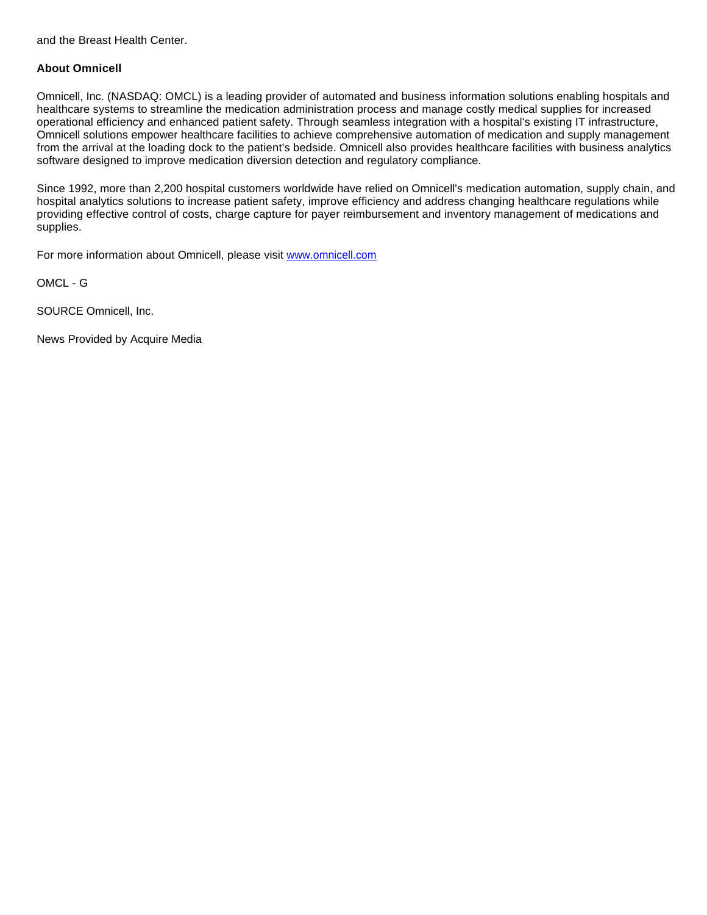and the Breast Health Center.

**About Omnicell**

Omnicell, Inc. (NASDAQ: OMCL) is a leading provider of automated and business information solutions enabling hospitals and healthcare systems to streamline the medication administration process and manage costly medical supplies for increased operational efficiency and enhanced patient safety. Through seamless integration with a hospital's existing IT infrastructure, Omnicell solutions empower healthcare facilities to achieve comprehensive automation of medication and supply management from the arrival at the loading dock to the patient's bedside. Omnicell also provides healthcare facilities with business analytics software designed to improve medication diversion detection and regulatory compliance.

Since 1992, more than 2,200 hospital customers worldwide have relied on Omnicell's medication automation, supply chain, and hospital analytics solutions to increase patient safety, improve efficiency and address changing healthcare regulations while providing effective control of costs, charge capture for payer reimbursement and inventory management of medications and supplies.

For more information about Omnicell, please visit [www.omnicell.com](http://www.omnicell.com)

OMCL - G

SOURCE Omnicell, Inc.

News Provided by Acquire Media